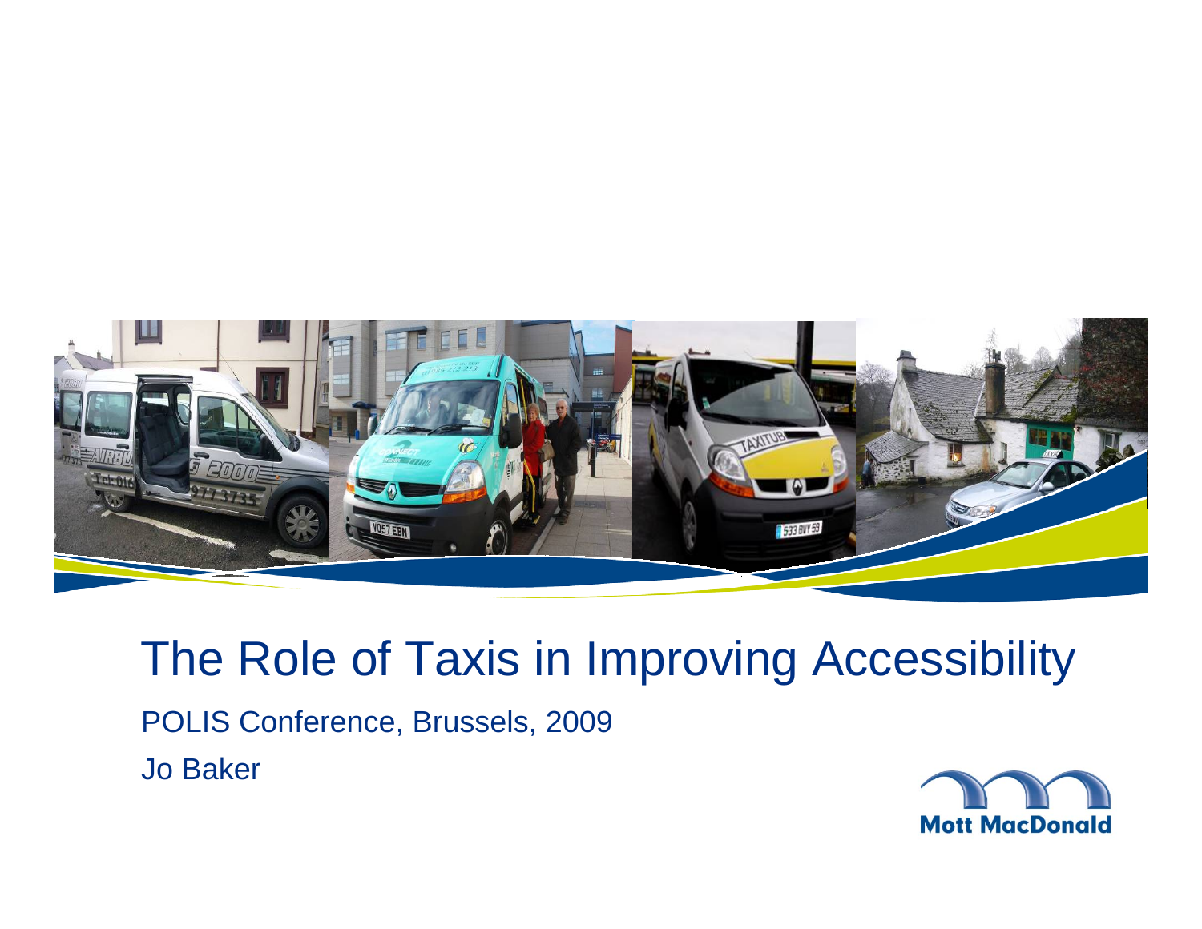# The Role of Taxis in Improving Accessibility

POLIS Conference, Brussels, 2009

Jo Baker

Mott MacDonald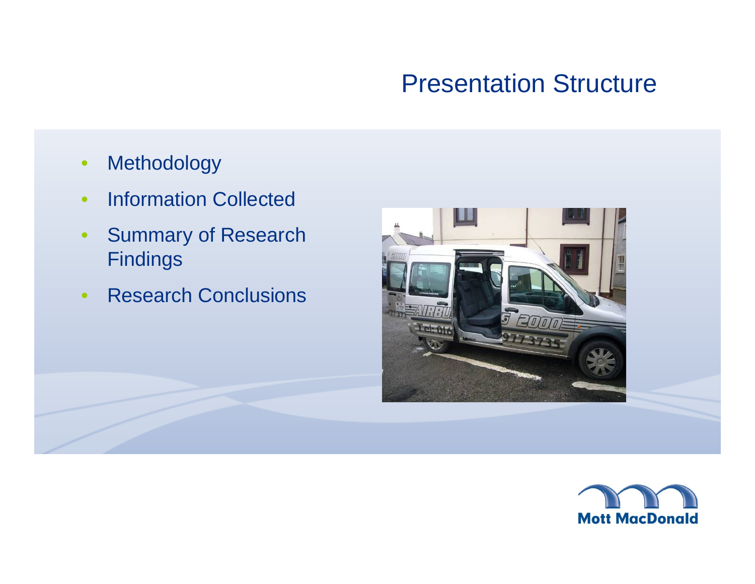# Presentation Structure

- Methodology
- Information Collected
- Summary of Research Findings
- Research Conclusions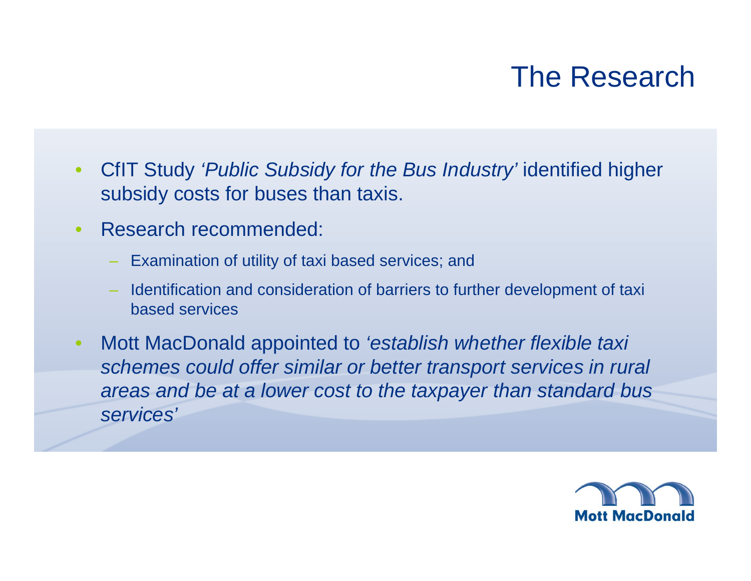# The Research

- CfIT Study *'Public Subsidy for the Bus Industry'* identified higher subsidy costs for buses than taxis.
- Research recommended:
  - Examination of utility of taxi based services; and
  - Identification and consideration of barriers to further development of taxi based services
- Mott MacDonald appointed to *'establish whether flexible taxi schemes could offer similar or better transport services in rural areas and be at a lower cost to the taxpayer than standard bus services'*

Mott MacDonald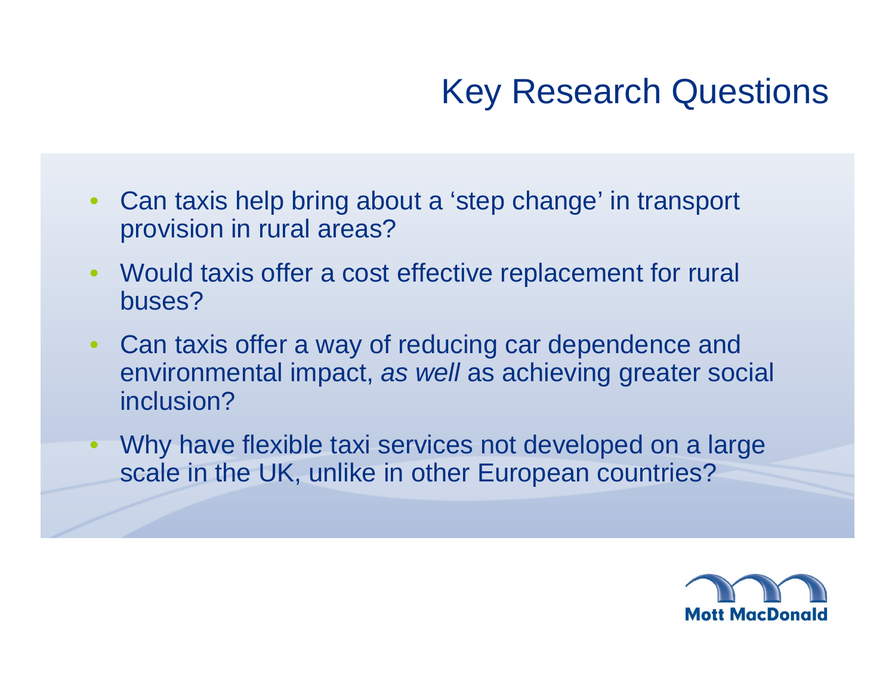# Key Research Questions

- Can taxis help bring about a ‘step change’ in transport provision in rural areas?
- Would taxis offer a cost effective replacement for rural buses?
- Can taxis offer a way of reducing car dependence and environmental impact, *as well* as achieving greater social inclusion?
- Why have flexible taxi services not developed on a large scale in the UK, unlike in other European countries?

Mott MacDonald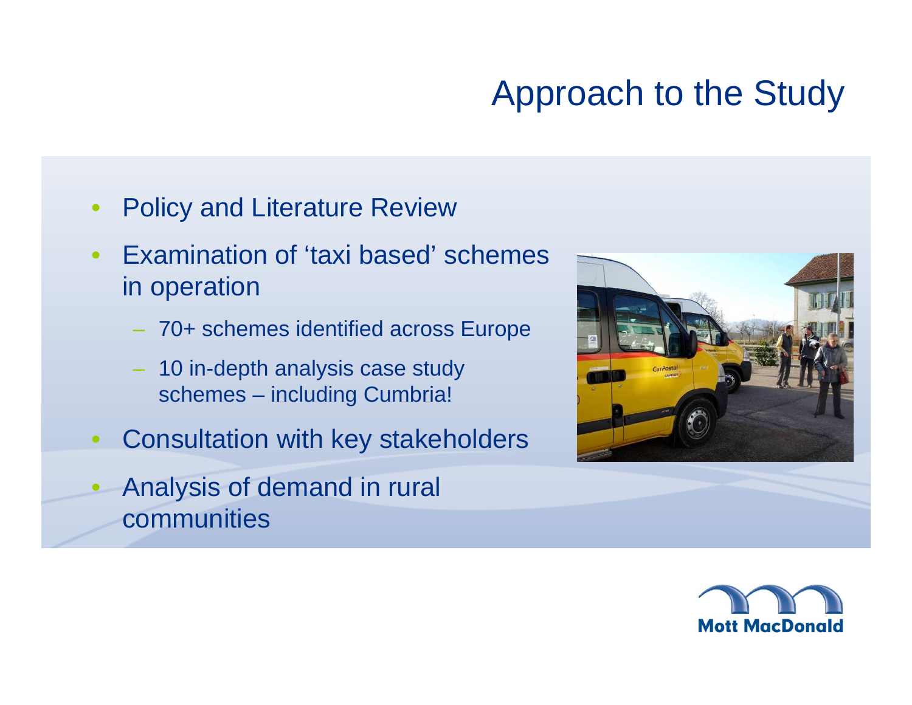# Approach to the Study

- Policy and Literature Review
- Examination of 'taxi based' schemes in operation
  - 70+ schemes identified across Europe
  - 10 in-depth analysis case study schemes – including Cumbria!
- Consultation with key stakeholders
- Analysis of demand in rural communities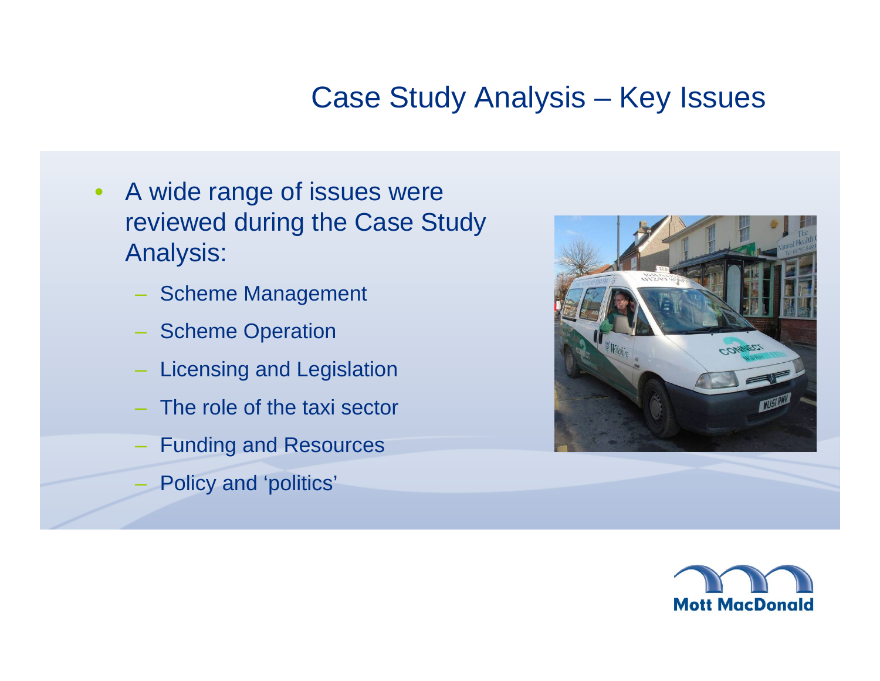## Case Study Analysis – Key Issues

- A wide range of issues were reviewed during the Case Study Analysis:
  - Scheme Management
  - Scheme Operation
  - Licensing and Legislation
  - The role of the taxi sector
  - Funding and Resources
  - Policy and 'politics'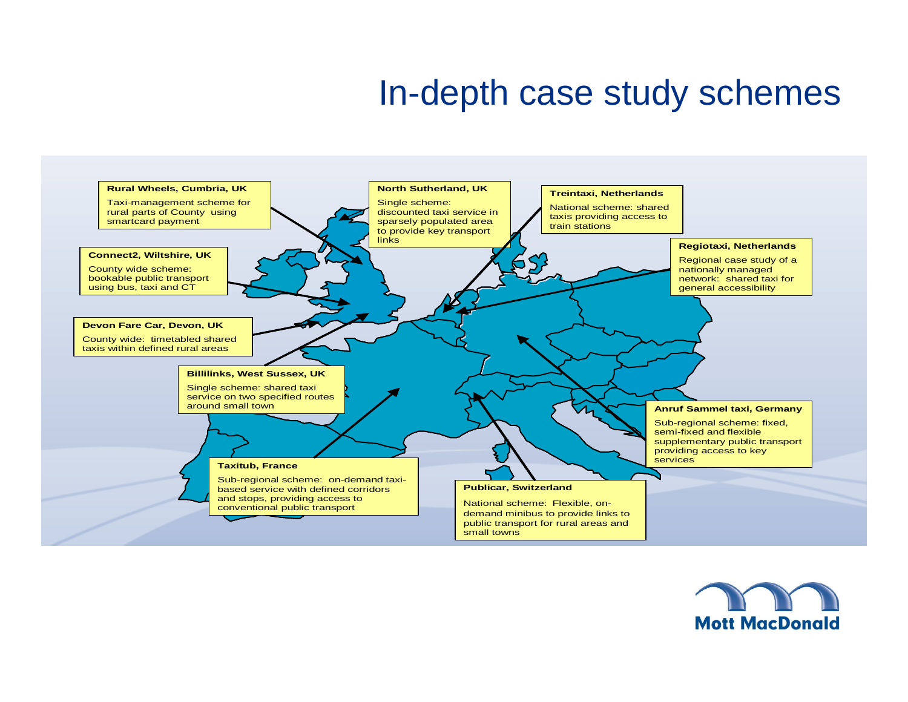# In-depth case study schemes

**Rural Wheels, Cumbria, UK**

Taxi-management scheme for rural parts of County using smartcard payment

**North Sutherland, UK**

Single scheme: discounted taxi service in sparsely populated area to provide key transport links

**Treintaxi, Netherlands**

National scheme: shared taxis providing access to train stations

**Regiotaxi, Netherlands**

Regional case study of a nationally managed network: shared taxi for general accessibility

**Connect2, Wiltshire, UK**

County wide scheme: bookable public transport using bus, taxi and CT

**Devon Fare Car, Devon, UK**

County wide: timetabled shared taxis within defined rural areas

**Billilinks, West Sussex, UK**

Single scheme: shared taxi service on two specified routes around small town

**Anruf Sammel taxi, Germany**

Sub-regional scheme: fixed, semi-fixed and flexible supplementary public transport providing access to key services

**Taxitub, France**

Sub-regional scheme: on-demand taxi-based service with defined corridors and stops, providing access to conventional public transport

**Publicar, Switzerland**

National scheme: Flexible, on-demand minibus to provide links to public transport for rural areas and small towns

Mott MacDonald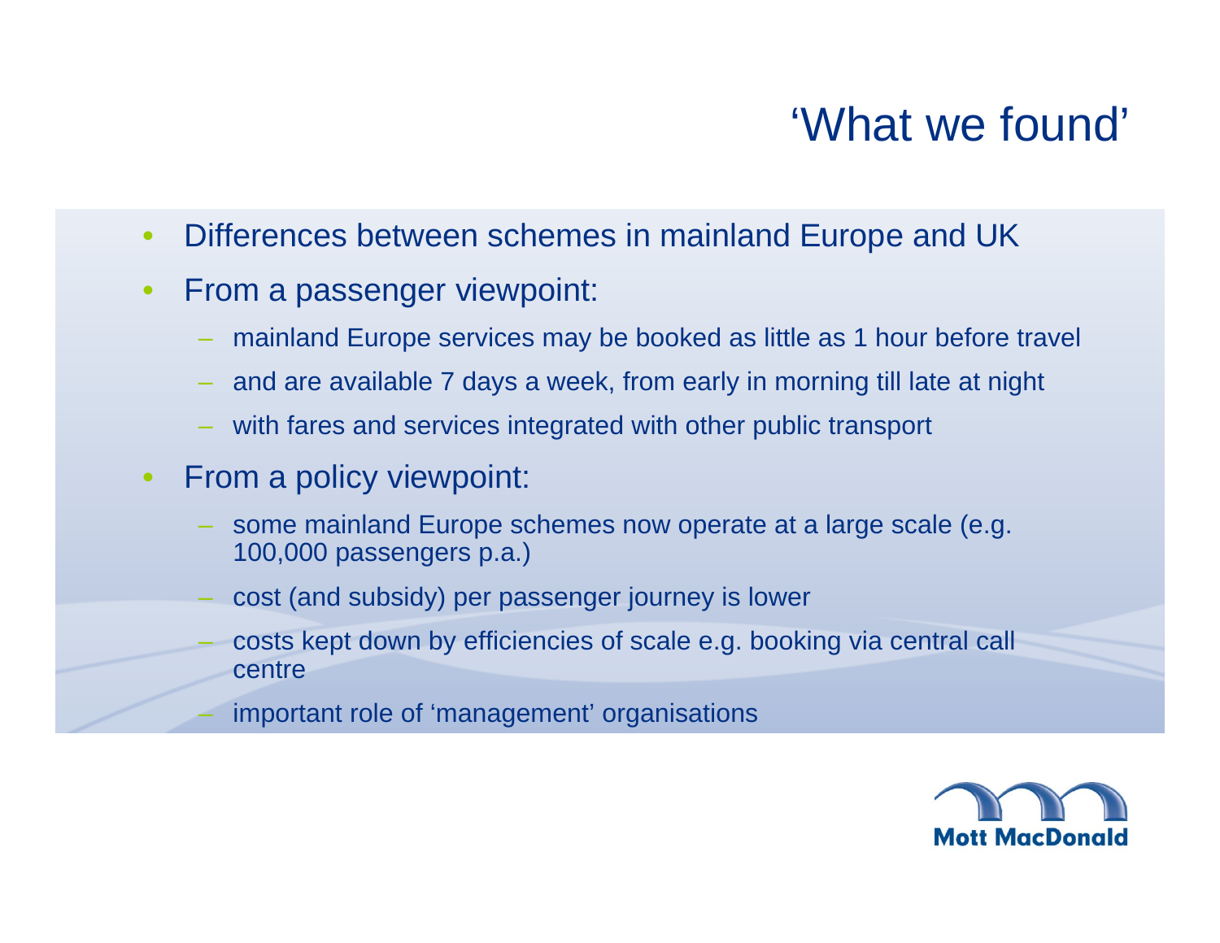# ‘What we found’

- Differences between schemes in mainland Europe and UK
- From a passenger viewpoint:
  - mainland Europe services may be booked as little as 1 hour before travel
  - and are available 7 days a week, from early in morning till late at night
  - with fares and services integrated with other public transport
- From a policy viewpoint:
  - some mainland Europe schemes now operate at a large scale (e.g. 100,000 passengers p.a.)
  - cost (and subsidy) per passenger journey is lower
  - costs kept down by efficiencies of scale e.g. booking via central call centre
  - important role of ‘management’ organisations

Mott MacDonald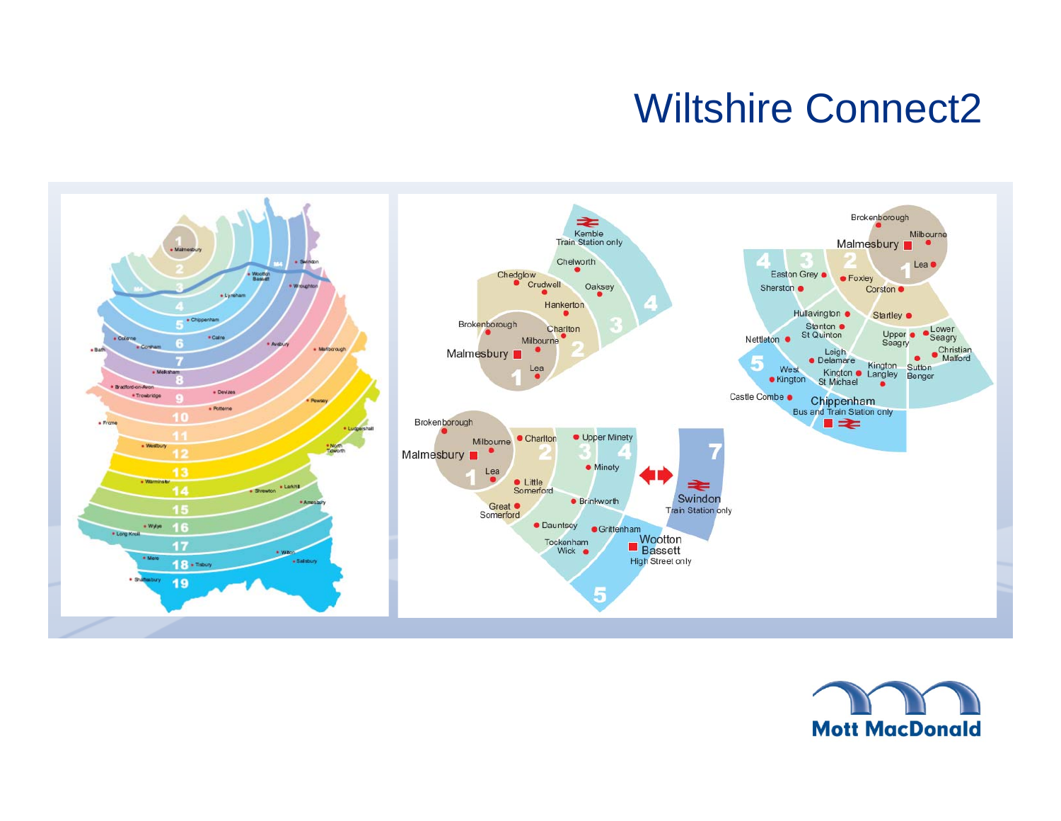# Wiltshire Connect2

1
Malmesbury
2
3
M4
Wootton Bassett
Swindon
Wroughton
Lyneham
4
5
Chippenham
Calne
Colerne
6
Corsham
Bath
Avebury
Marlborough
7
Melksham
8
Bradford-on-Avon
Devizes
Trowbridge
9
Pewsey
Potterne
10
Frome
11
Ludgershall
Westbury
12
North Tidworth
13
Warminster
14
Larkhill
Shrewton
Amesbury
15
Wylye
16
Long Knoll
17
Wilton
Mere
18
Tisbury
Salisbury
Shaftesbury
19

Kemble
Train Station only
Chelworth
4
Chedglow
Crudwell
Oaksey
Hankerton
3
Brokenborough
Charlton
Milbourne
2
Malmesbury
Lea
1

Brokenborough
Milbourne
Malmesbury
Lea
1
4
3
2
Easton Grey
Foxley
Corston
Sherston
Hullavington
Startley
Stanton St Quinton
Upper Seagry
Lower Seagry
Nettleton
Leigh Delamare
Christian Malford
Kington Langley
Sutton Benger
5
West Kington
Kington St Michael
Castle Combe
Chippenham
Bus and Train Station only

Brokenborough
Milbourne
Charlton
Upper Minety
2
3
4
Malmesbury
Minety
7
Lea
1
Little Somerford
Swindon
Train Station only
Brinkworth
Great Somerford
Dauntsey
Grittenham
Tockenham Wick
Wootton Bassett
High Street only
5

Mott MacDonald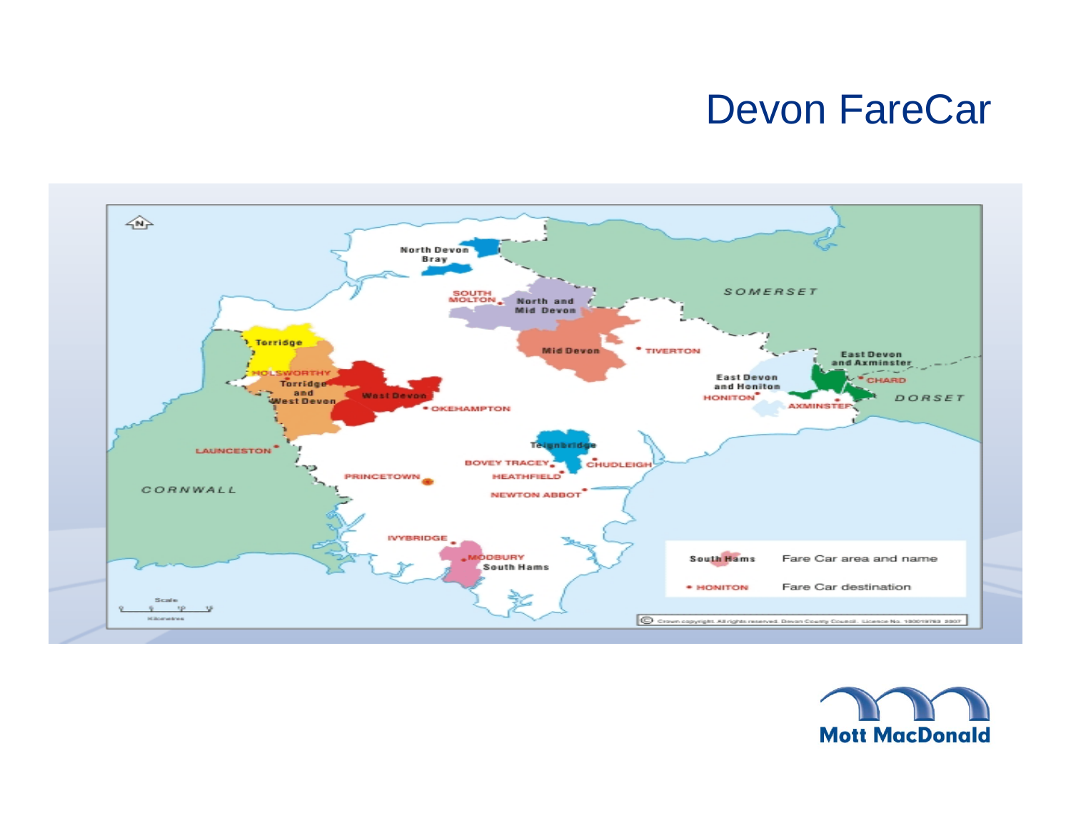# Devon FareCar

North Devon
Bray

SOUTH MOLTON

North and Mid Devon

SOMERSET

Torridge

Mid Devon

TIVERTON

HOLSWORTHY

Torridge and West Devon

West Devon

OKEHAMPTON

East Devon and Honiton

HONITON

East Devon and Axminster

CHARD

AXMINSTER

DORSET

LAUNCESTON

Teignbridge

BOVEY TRACEY

CHUDLEIGH

HEATHFIELD

PRINCETOWN

NEWTON ABBOT

CORNWALL

IVYBRIDGE

MODBURY

South Hams

South Hams — Fare Car area and name

• HONITON — Fare Car destination

Scale
0 5 10 15
Kilometres

© Crown copyright. All rights reserved. Devon County Council. Licence No. 100019783 2007

Mott MacDonald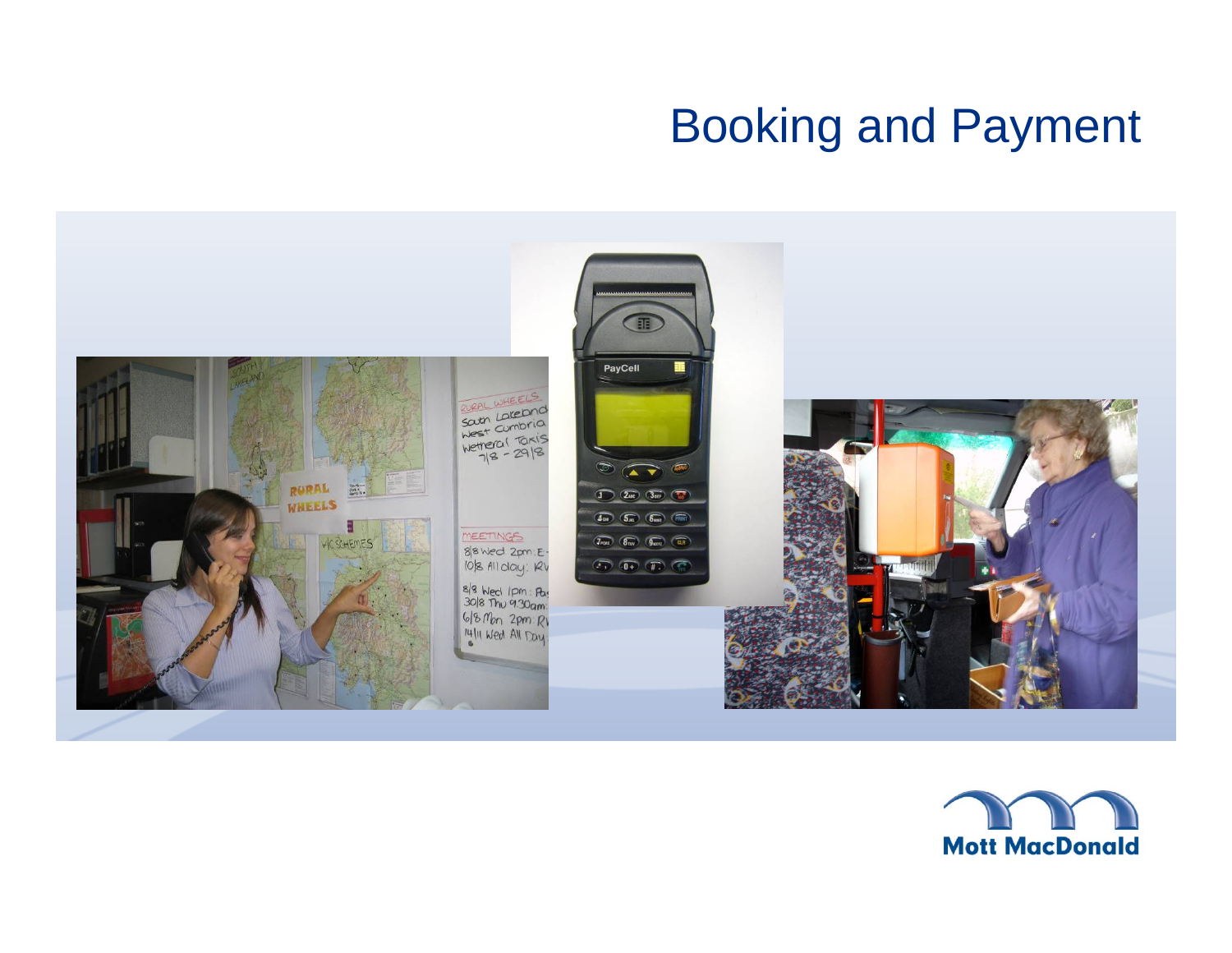# Booking and Payment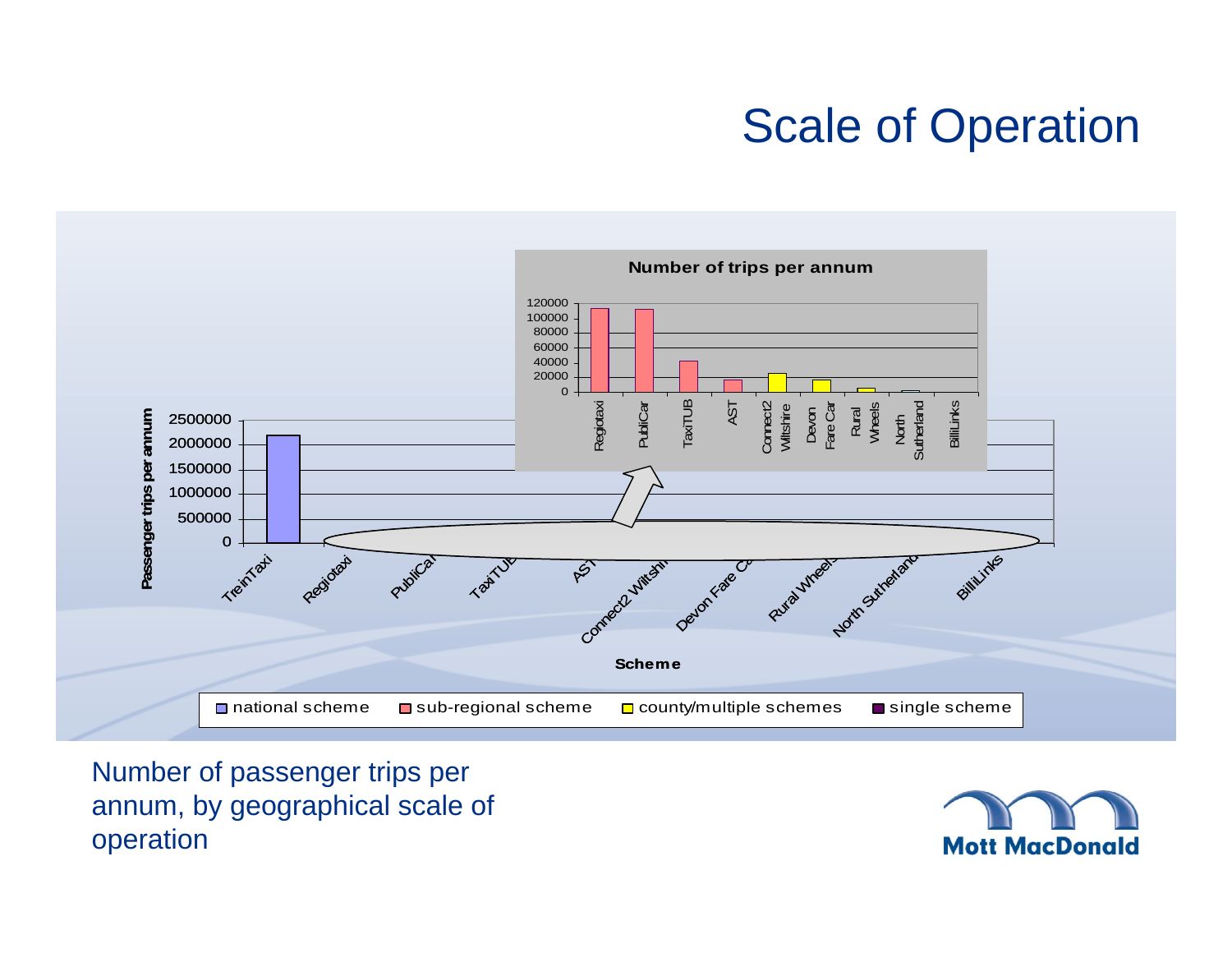# Scale of Operation

Number of trips per annum

120000
100000
80000
60000
40000
20000
0

Regiotaxi
PubliCar
TaxiTUB
AST
Connect2 Wiltshire
Devon Fare Car
Rural Wheels
North Sutherland
BilliLinks

Passenger trips per annum

2500000
2000000
1500000
1000000
500000
0

TreinTaxi
Regiotaxi
PubliCar
TaxiTUB
AST
Connect2 Wiltshire
Devon Fare Car
Rural Wheels
North Sutherland
BilliLinks

Scheme

national scheme
sub-regional scheme
county/multiple schemes
single scheme

Number of passenger trips per annum, by geographical scale of operation

Mott MacDonald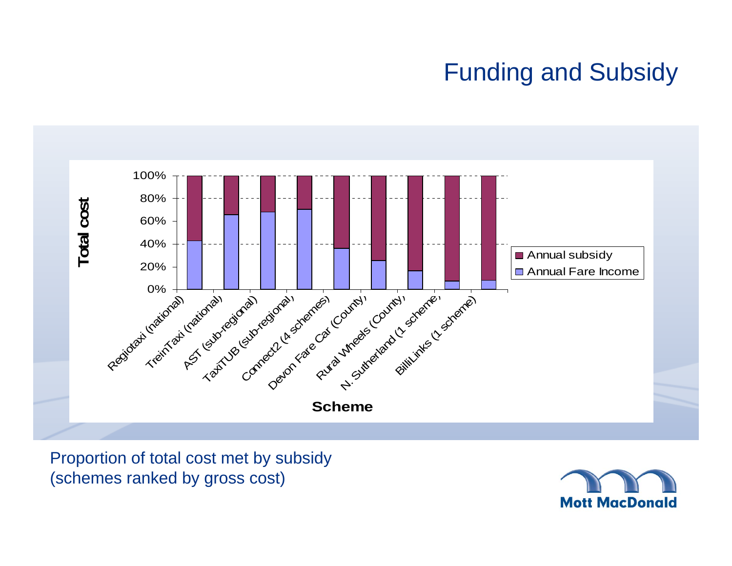# Funding and Subsidy

Total cost

100%
80%
60%
40%
20%
0%

Regiotaxi (national)
TreinTaxi (national)
AST (sub-regional)
TaxiTUB (sub-regional)
Connect2 (4 schemes)
Devon Fare Car (County)
Rural Wheels (County)
N. Sutherland (1 scheme)
BilliLinks (1 scheme)

Scheme

Annual subsidy
Annual Fare Income

Proportion of total cost met by subsidy (schemes ranked by gross cost)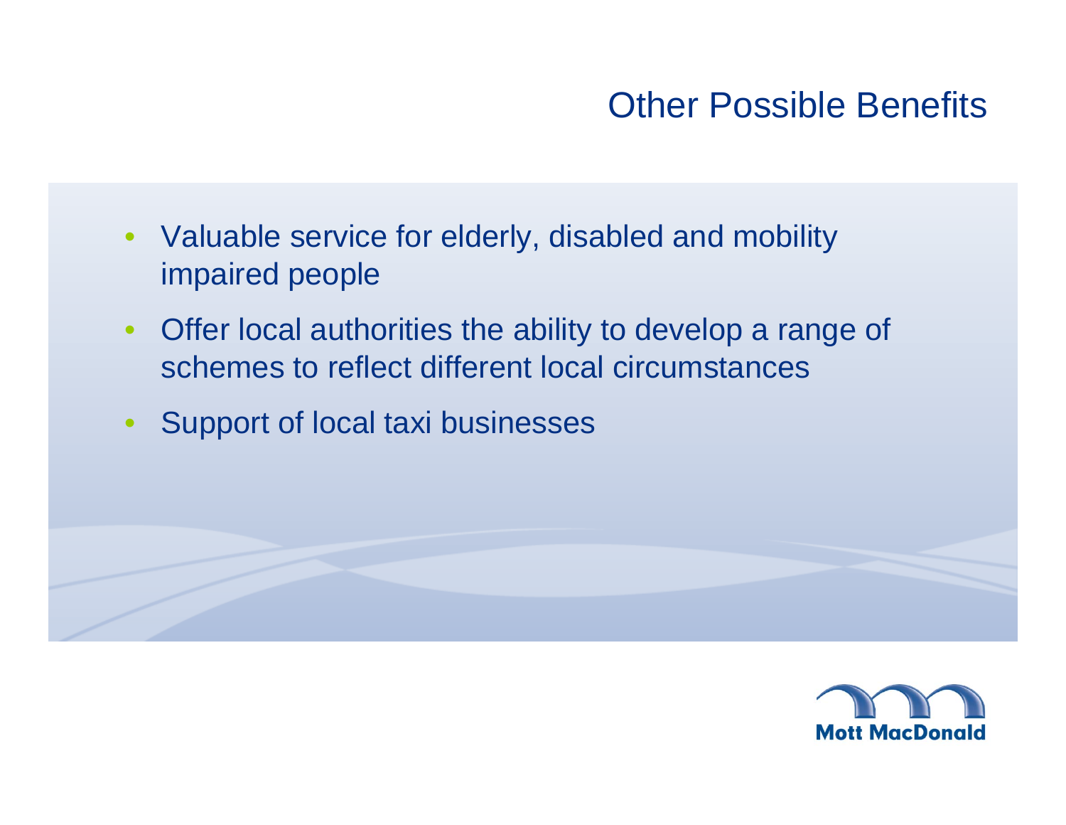## Other Possible Benefits

- Valuable service for elderly, disabled and mobility impaired people
- Offer local authorities the ability to develop a range of schemes to reflect different local circumstances
- Support of local taxi businesses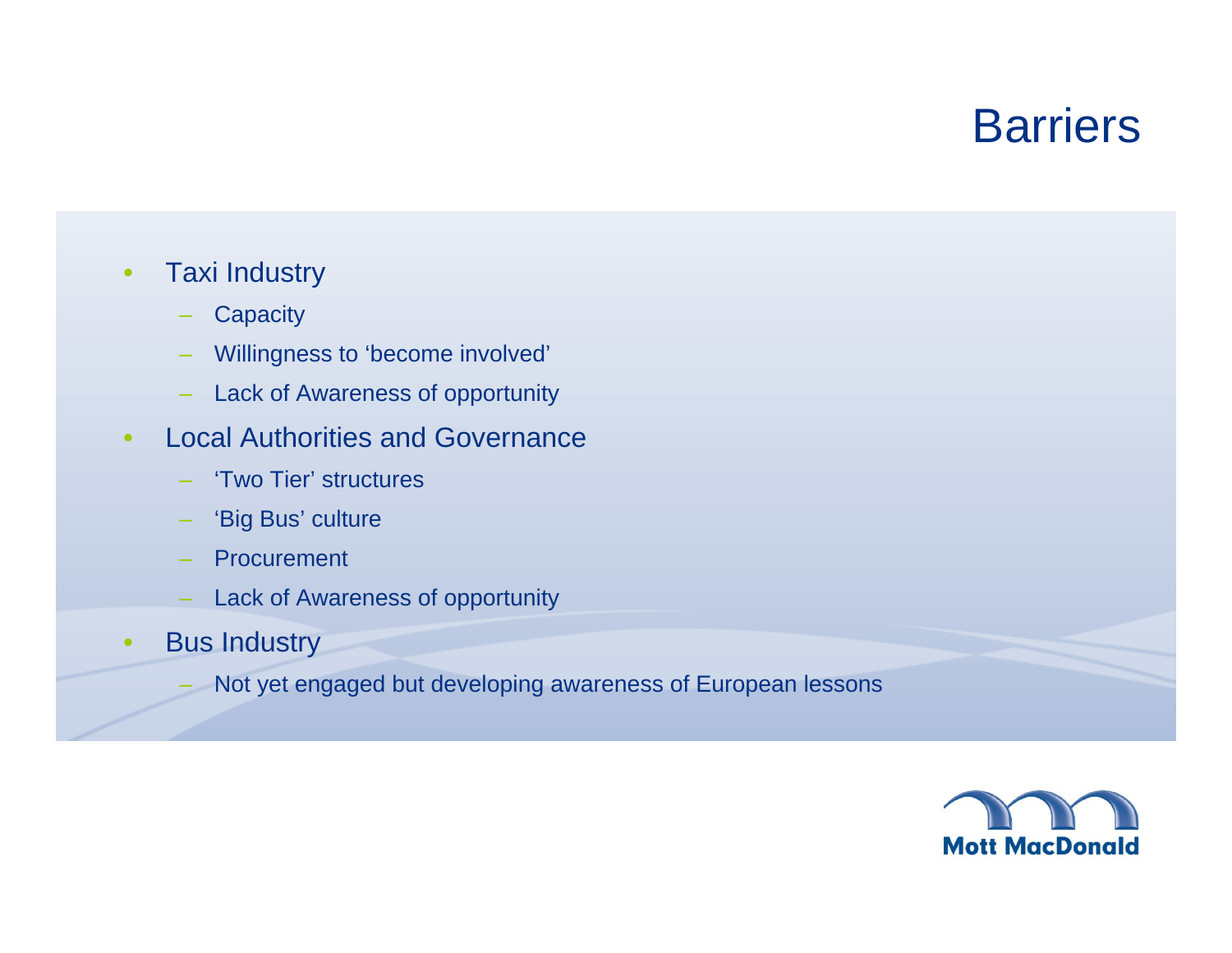# Barriers

- Taxi Industry
  - Capacity
  - Willingness to 'become involved'
  - Lack of Awareness of opportunity
- Local Authorities and Governance
  - 'Two Tier' structures
  - 'Big Bus' culture
  - Procurement
  - Lack of Awareness of opportunity
- Bus Industry
  - Not yet engaged but developing awareness of European lessons

Mott MacDonald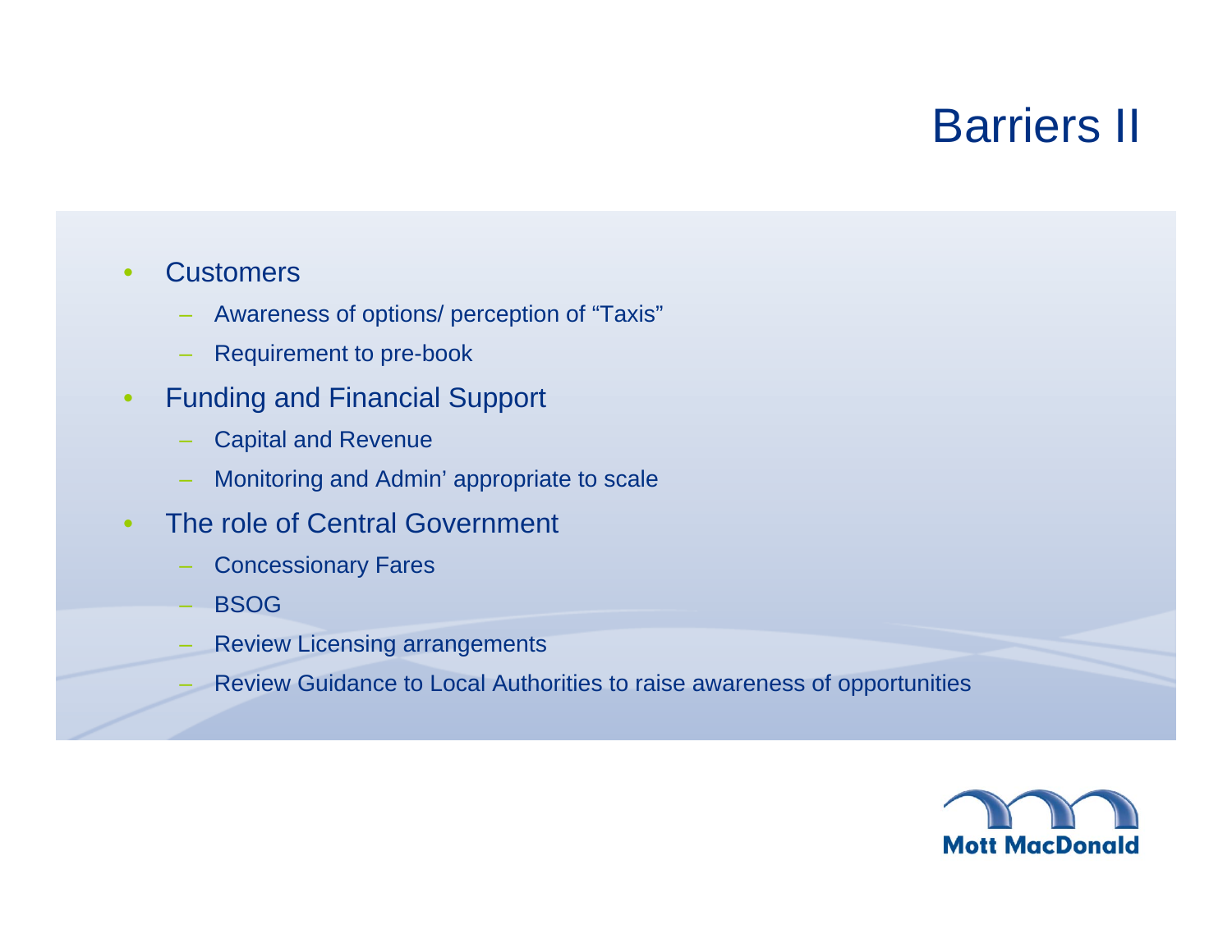# Barriers II

- Customers
  - Awareness of options/ perception of "Taxis"
  - Requirement to pre-book
- Funding and Financial Support
  - Capital and Revenue
  - Monitoring and Admin' appropriate to scale
- The role of Central Government
  - Concessionary Fares
  - BSOG
  - Review Licensing arrangements
  - Review Guidance to Local Authorities to raise awareness of opportunities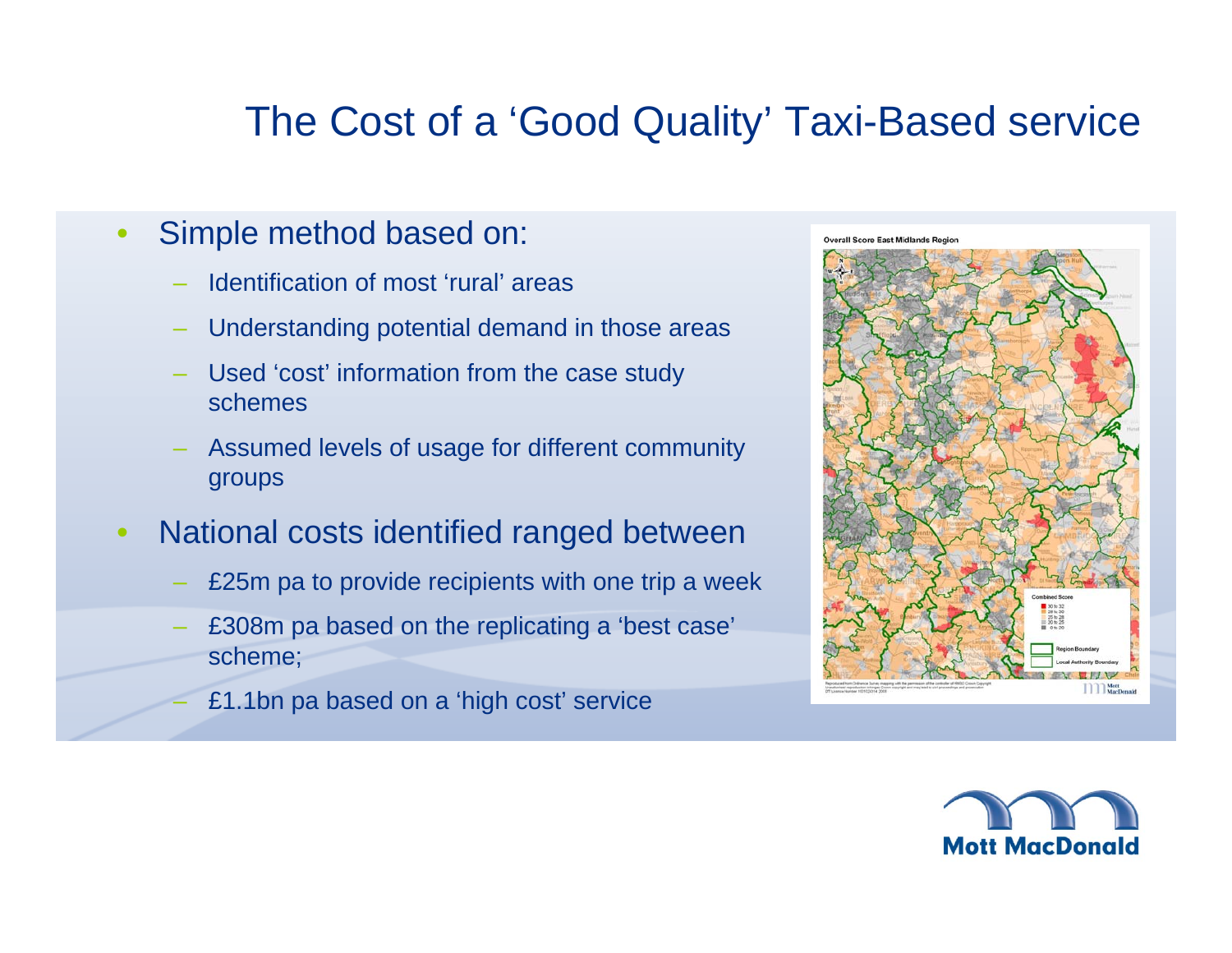# The Cost of a 'Good Quality' Taxi-Based service

- Simple method based on:
  - Identification of most 'rural' areas
  - Understanding potential demand in those areas
  - Used 'cost' information from the case study schemes
  - Assumed levels of usage for different community groups
- National costs identified ranged between
  - £25m pa to provide recipients with one trip a week
  - £308m pa based on the replicating a 'best case' scheme;
  - £1.1bn pa based on a 'high cost' service

Overall Score East Midlands Region

Combined Score
30 to 32
28 to 30
25 to 28
20 to 25
0 to 20

Region Boundary
Local Authority Boundary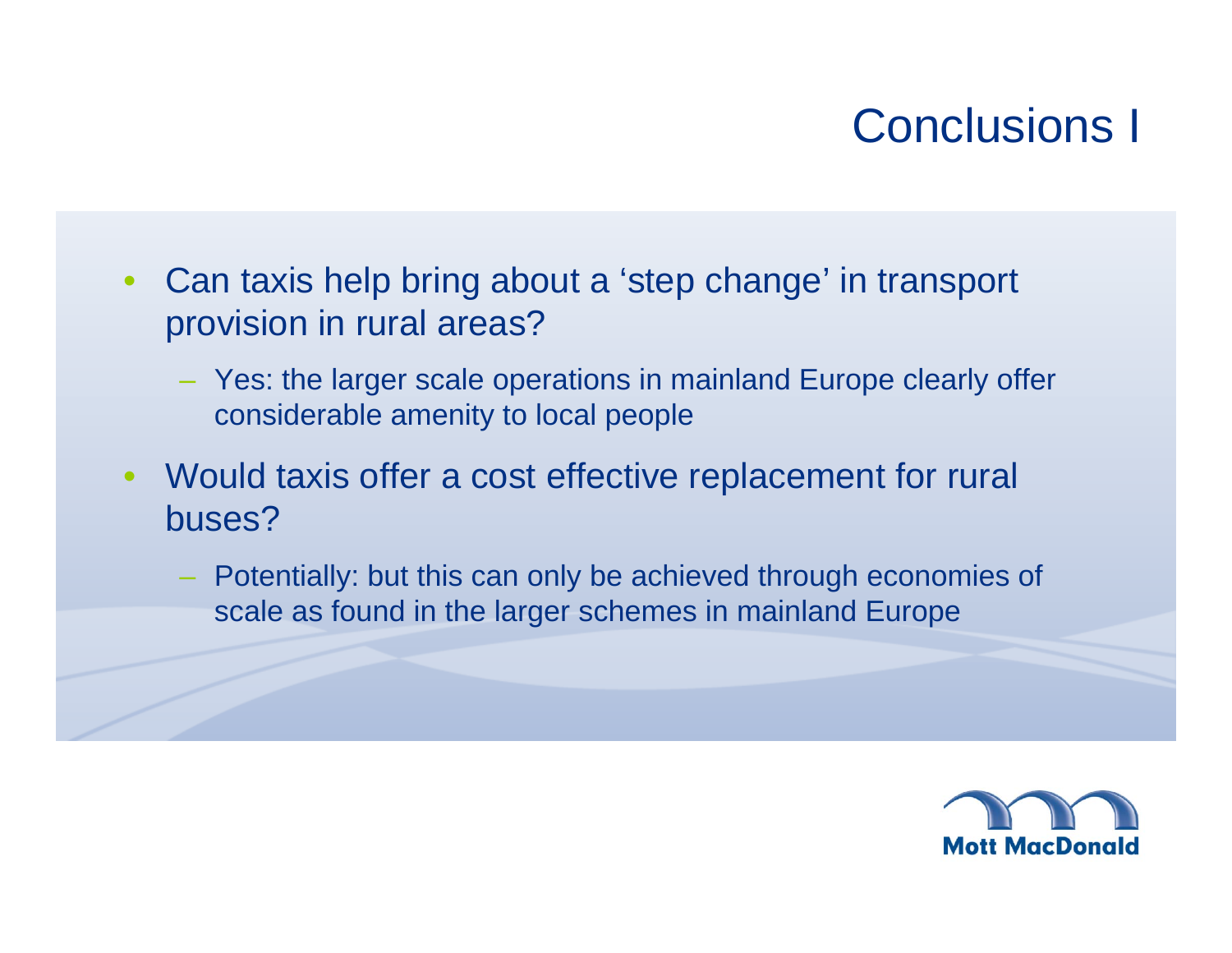# Conclusions I

- Can taxis help bring about a 'step change' in transport provision in rural areas?
  - Yes: the larger scale operations in mainland Europe clearly offer considerable amenity to local people
- Would taxis offer a cost effective replacement for rural buses?
  - Potentially: but this can only be achieved through economies of scale as found in the larger schemes in mainland Europe

Mott MacDonald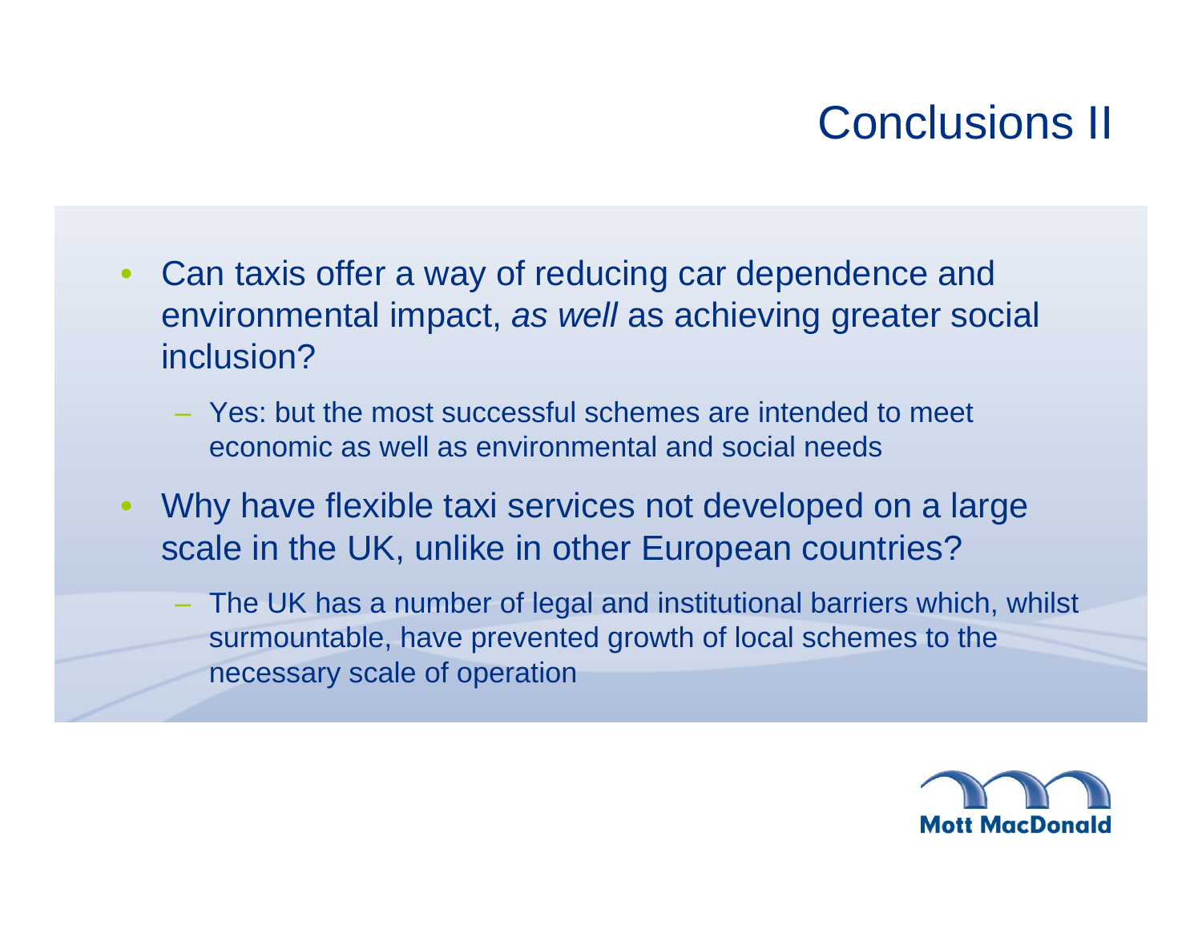# Conclusions II

- Can taxis offer a way of reducing car dependence and environmental impact, *as well* as achieving greater social inclusion?
  - Yes: but the most successful schemes are intended to meet economic as well as environmental and social needs
- Why have flexible taxi services not developed on a large scale in the UK, unlike in other European countries?
  - The UK has a number of legal and institutional barriers which, whilst surmountable, have prevented growth of local schemes to the necessary scale of operation

Mott MacDonald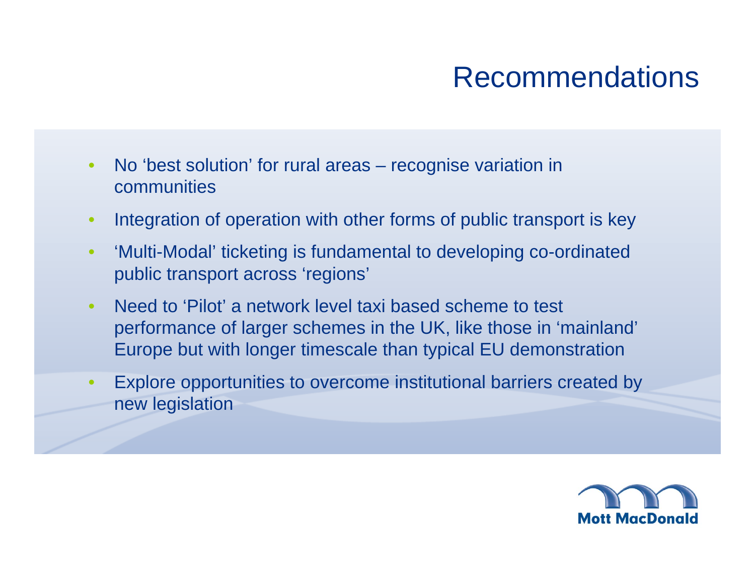# Recommendations

- No ‘best solution’ for rural areas – recognise variation in communities
- Integration of operation with other forms of public transport is key
- ‘Multi-Modal’ ticketing is fundamental to developing co-ordinated public transport across ‘regions’
- Need to ‘Pilot’ a network level taxi based scheme to test performance of larger schemes in the UK, like those in ‘mainland’ Europe but with longer timescale than typical EU demonstration
- Explore opportunities to overcome institutional barriers created by new legislation

Mott MacDonald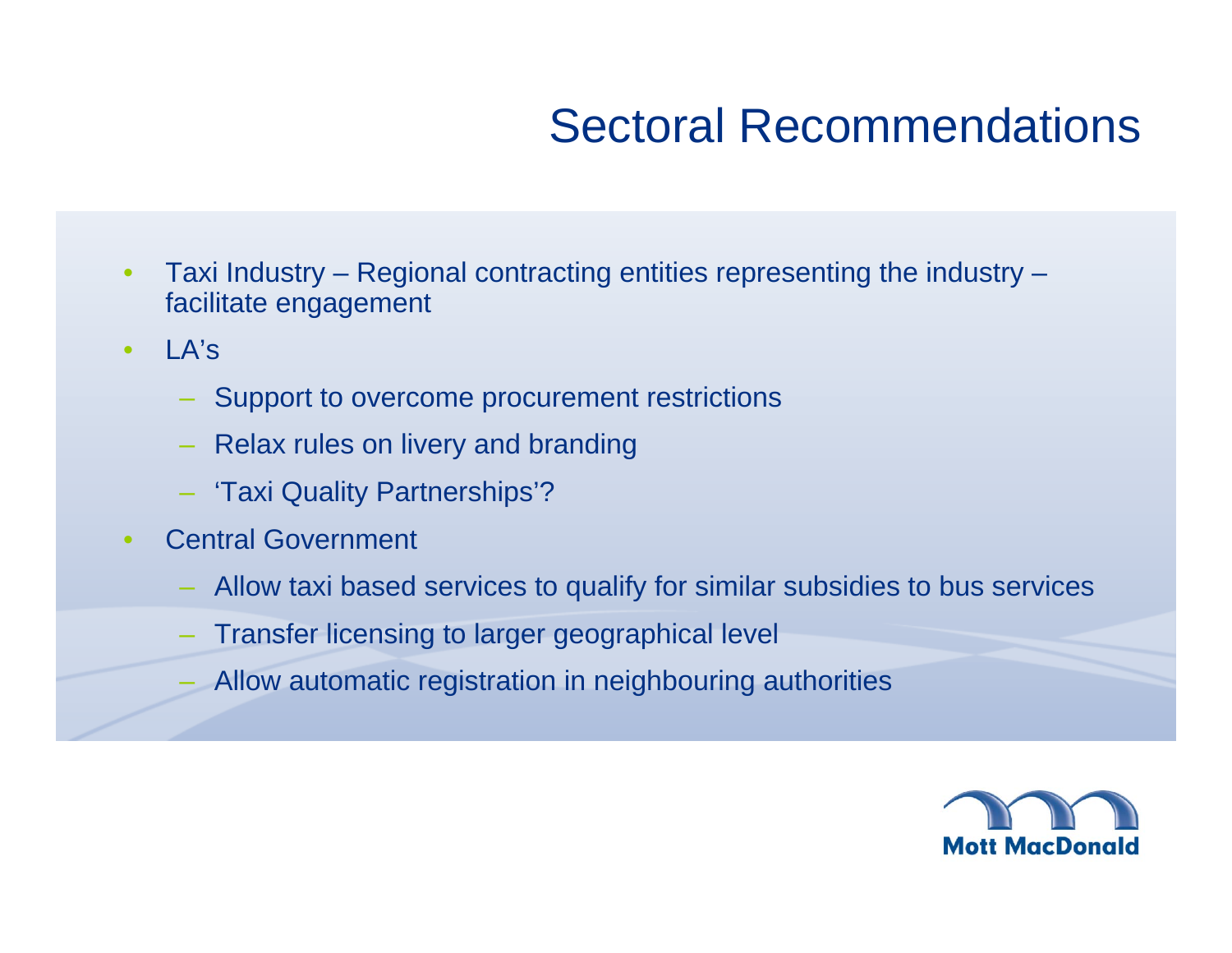# Sectoral Recommendations

- Taxi Industry – Regional contracting entities representing the industry – facilitate engagement
- LA's
  - Support to overcome procurement restrictions
  - Relax rules on livery and branding
  - 'Taxi Quality Partnerships'?
- Central Government
  - Allow taxi based services to qualify for similar subsidies to bus services
  - Transfer licensing to larger geographical level
  - Allow automatic registration in neighbouring authorities

Mott MacDonald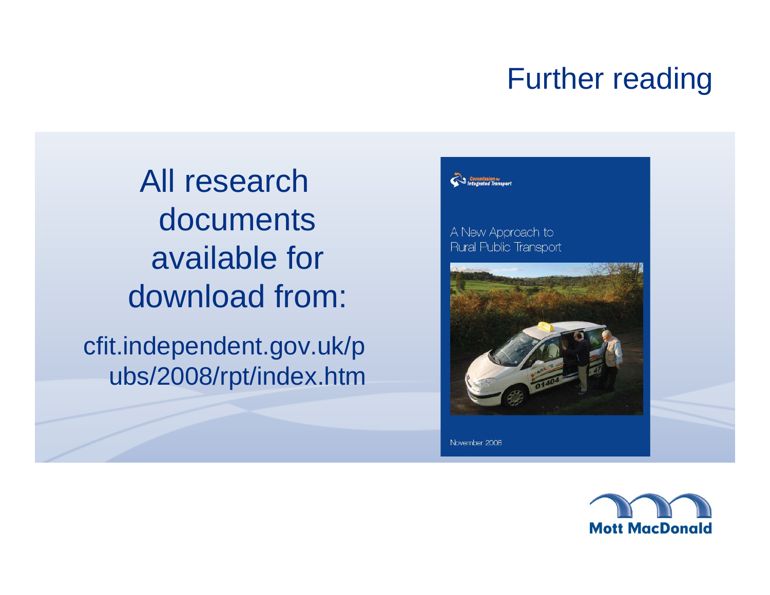# Further reading

All research documents available for download from:

cfit.independent.gov.uk/pubs/2008/rpt/index.htm

Commission for Integrated Transport

A New Approach to Rural Public Transport

November 2008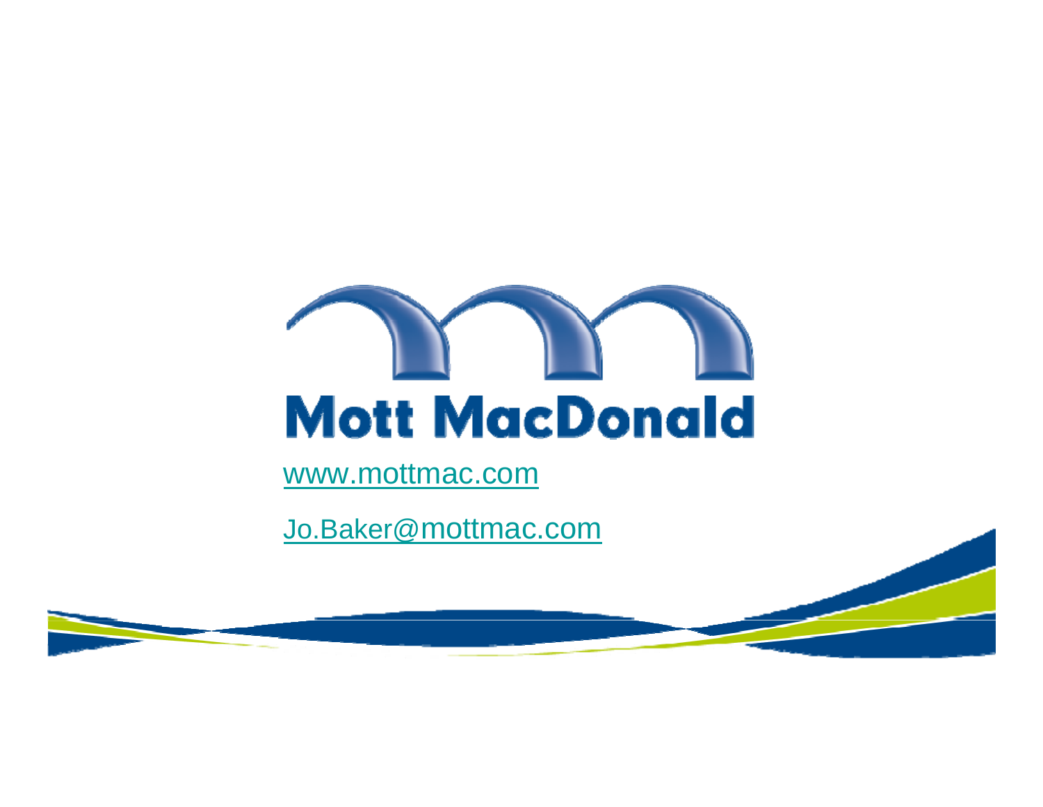Mott MacDonald

www.mottmac.com

Jo.Baker@mottmac.com